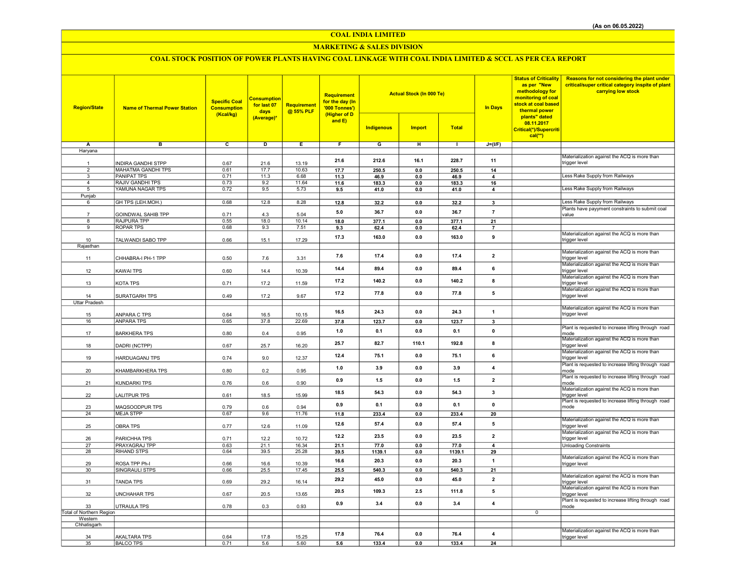(As on 06.05.2022)

# COAL INDIA LIMITED

## MARKETING & SALES DIVISION

### COAL STOCK POSITION OF POWER PLANTS HAVING COAL LINKAGE WITH COAL INDIA LIMITED & SCCL AS PER CEA REPORT

| Region/State | Name of Thermal Power Station | Specific Coal Consumption (Kcal/kg) | Consumption for last 07 days (Average)* | Requirement @ 55% PLF | Requirement for the day (In '000 Tonnes') (Higher of D and E) | Actual Stock (In 000 Te) | | | In Days | Status of Criticality as per "New methodology for monitoring of coal stock at coal based thermal power plants" dated 08.11.2017 Critical(*)/Supercritical(**) | Reasons for not considering the plant under critical/super critical category inspite of plant carrying low stock |
|---|---|---|---|---|---|---|---|---|---|---|---|
| | | | | | | Indigenous | Import | Total | | | |
| A | B | C | D | E | F | G | H | I | J=(I/F) | | |
| Haryana | | | | | | | | | | | |
| 1 | INDIRA GANDHI STPP | 0.67 | 21.6 | 13.19 | 21.6 | 212.6 | 16.1 | 228.7 | 11 | | Materialization against the ACQ is more than trigger level |
| 2 | MAHATMA GANDHI TPS | 0.61 | 17.7 | 10.63 | 17.7 | 250.5 | 0.0 | 250.5 | 14 | | |
| 3 | PANIPAT TPS | 0.71 | 11.3 | 6.68 | 11.3 | 46.9 | 0.0 | 46.9 | 4 | | Less Rake Supply from Railways |
| 4 | RAJIV GANDHI TPS | 0.73 | 9.2 | 11.64 | 11.6 | 183.3 | 0.0 | 183.3 | 16 | | |
| 5 | YAMUNA NAGAR TPS | 0.72 | 9.5 | 5.73 | 9.5 | 41.0 | 0.0 | 41.0 | 4 | | Less Rake Supply from Railways |
| Punjab | | | | | | | | | | | |
| 6 | GH TPS (LEH.MOH.) | 0.68 | 12.8 | 8.28 | 12.8 | 32.2 | 0.0 | 32.2 | 3 | | Less Rake Supply from Railways |
| 7 | GOINDWAL SAHIB TPP | 0.71 | 4.3 | 5.04 | 5.0 | 36.7 | 0.0 | 36.7 | 7 | | Plants have payyment constraints to submit coal value |
| 8 | RAJPURA TPP | 0.55 | 18.0 | 10.14 | 18.0 | 377.1 | 0.0 | 377.1 | 21 | | |
| 9 | ROPAR TPS | 0.68 | 9.3 | 7.51 | 9.3 | 62.4 | 0.0 | 62.4 | 7 | | |
| 10 | TALWANDI SABO TPP | 0.66 | 15.1 | 17.29 | 17.3 | 163.0 | 0.0 | 163.0 | 9 | | Materialization against the ACQ is more than trigger level |
| Rajasthan | | | | | | | | | | | |
| 11 | CHHABRA-I PH-1 TPP | 0.50 | 7.6 | 3.31 | 7.6 | 17.4 | 0.0 | 17.4 | 2 | | Materialization against the ACQ is more than trigger level |
| 12 | KAWAI TPS | 0.60 | 14.4 | 10.39 | 14.4 | 89.4 | 0.0 | 89.4 | 6 | | Materialization against the ACQ is more than trigger level |
| 13 | KOTA TPS | 0.71 | 17.2 | 11.59 | 17.2 | 140.2 | 0.0 | 140.2 | 8 | | Materialization against the ACQ is more than trigger level |
| 14 | SURATGARH TPS | 0.49 | 17.2 | 9.67 | 17.2 | 77.8 | 0.0 | 77.8 | 5 | | Materialization against the ACQ is more than trigger level |
| Uttar Pradesh | | | | | | | | | | | |
| 15 | ANPARA C TPS | 0.64 | 16.5 | 10.15 | 16.5 | 24.3 | 0.0 | 24.3 | 1 | | Materialization against the ACQ is more than trigger level |
| 16 | ANPARA TPS | 0.65 | 37.8 | 22.69 | 37.8 | 123.7 | 0.0 | 123.7 | 3 | | |
| 17 | BARKHERA TPS | 0.80 | 0.4 | 0.95 | 1.0 | 0.1 | 0.0 | 0.1 | 0 | | Plant is requested to increase lifting through road mode |
| 18 | DADRI (NCTPP) | 0.67 | 25.7 | 16.20 | 25.7 | 82.7 | 110.1 | 192.8 | 8 | | Materialization against the ACQ is more than trigger level |
| 19 | HARDUAGANJ TPS | 0.74 | 9.0 | 12.37 | 12.4 | 75.1 | 0.0 | 75.1 | 6 | | Materialization against the ACQ is more than trigger level |
| 20 | KHAMBARKHERA TPS | 0.80 | 0.2 | 0.95 | 1.0 | 3.9 | 0.0 | 3.9 | 4 | | Plant is requested to increase lifting through road mode |
| 21 | KUNDARKI TPS | 0.76 | 0.6 | 0.90 | 0.9 | 1.5 | 0.0 | 1.5 | 2 | | Plant is requested to increase lifting through road mode |
| 22 | LALITPUR TPS | 0.61 | 18.5 | 15.99 | 18.5 | 54.3 | 0.0 | 54.3 | 3 | | Materialization against the ACQ is more than trigger level |
| 23 | MAQSOODPUR TPS | 0.79 | 0.6 | 0.94 | 0.9 | 0.1 | 0.0 | 0.1 | 0 | | Plant is requested to increase lifting through road mode |
| 24 | MEJA STPP | 0.67 | 9.6 | 11.76 | 11.8 | 233.4 | 0.0 | 233.4 | 20 | | |
| 25 | OBRA TPS | 0.77 | 12.6 | 11.09 | 12.6 | 57.4 | 0.0 | 57.4 | 5 | | Materialization against the ACQ is more than trigger level |
| 26 | PARICHHA TPS | 0.71 | 12.2 | 10.72 | 12.2 | 23.5 | 0.0 | 23.5 | 2 | | Materialization against the ACQ is more than trigger level |
| 27 | PRAYAGRAJ TPP | 0.63 | 21.1 | 16.34 | 21.1 | 77.0 | 0.0 | 77.0 | 4 | | Unloading Constraints |
| 28 | RIHAND STPS | 0.64 | 39.5 | 25.28 | 39.5 | 1139.1 | 0.0 | 1139.1 | 29 | | |
| 29 | ROSA TPP Ph-I | 0.66 | 16.6 | 10.39 | 16.6 | 20.3 | 0.0 | 20.3 | 1 | | Materialization against the ACQ is more than trigger level |
| 30 | SINGRAULI STPS | 0.66 | 25.5 | 17.45 | 25.5 | 540.3 | 0.0 | 540.3 | 21 | | |
| 31 | TANDA TPS | 0.69 | 29.2 | 16.14 | 29.2 | 45.0 | 0.0 | 45.0 | 2 | | Materialization against the ACQ is more than trigger level |
| 32 | UNCHAHAR TPS | 0.67 | 20.5 | 13.65 | 20.5 | 109.3 | 2.5 | 111.8 | 5 | | Materialization against the ACQ is more than trigger level |
| 33 | UTRAULA TPS | 0.78 | 0.3 | 0.93 | 0.9 | 3.4 | 0.0 | 3.4 | 4 | | Plant is requested to increase lifting through road mode |
| Total of Northern Region | | | | | | | | | | 0 | |
| Western | | | | | | | | | | | |
| Chhatisgarh | | | | | | | | | | | |
| 34 | AKALTARA TPS | 0.64 | 17.8 | 15.25 | 17.8 | 76.4 | 0.0 | 76.4 | 4 | | Materialization against the ACQ is more than trigger level |
| 35 | BALCO TPS | 0.71 | 5.6 | 5.60 | 5.6 | 133.4 | 0.0 | 133.4 | 24 | | |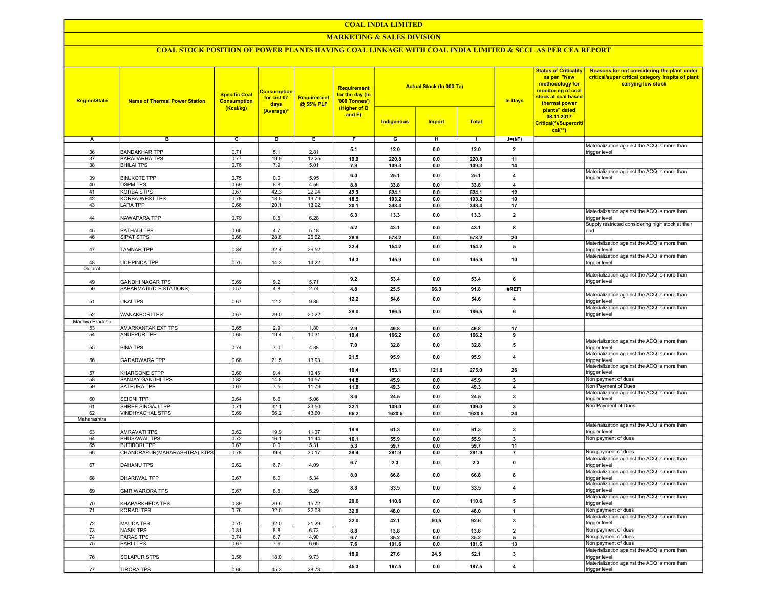# COAL INDIA LIMITED

## MARKETING & SALES DIVISION

### COAL STOCK POSITION OF POWER PLANTS HAVING COAL LINKAGE WITH COAL INDIA LIMITED & SCCL AS PER CEA REPORT

| Region/State | Name of Thermal Power Station | Specific Coal Consumption (Kcal/kg) | Consumption for last 07 days (Average)* | Requirement @ 55% PLF | Requirement for the day (In '000 Tonnes') (Higher of D and E) | Actual Stock (In 000 Te) | | | In Days | Status of Criticality as per "New methodology for monitoring of coal stock at coal based thermal power plants" dated 08.11.2017 Critical(*)/Supercritical(**) | Reasons for not considering the plant under critical/super critical category inspite of plant carrying low stock |
|---|---|---|---|---|---|---|---|---|---|---|---|
| | | | | | | Indigenous | Import | Total | | | |
| A | B | C | D | E | F | G | H | I | J=(I/F) | | |
| 36 | BANDAKHAR TPP | 0.71 | 5.1 | 2.81 | 5.1 | 12.0 | 0.0 | 12.0 | 2 | | Materialization against the ACQ is more than trigger level |
| 37 | BARADARHA TPS | 0.77 | 19.9 | 12.25 | 19.9 | 220.8 | 0.0 | 220.8 | 11 | | |
| 38 | BHILAI TPS | 0.76 | 7.9 | 5.01 | 7.9 | 109.3 | 0.0 | 109.3 | 14 | | |
| 39 | BINJKOTE TPP | 0.75 | 0.0 | 5.95 | 6.0 | 25.1 | 0.0 | 25.1 | 4 | | Materialization against the ACQ is more than trigger level |
| 40 | DSPM TPS | 0.69 | 8.8 | 4.56 | 8.8 | 33.8 | 0.0 | 33.8 | 4 | | |
| 41 | KORBA STPS | 0.67 | 42.3 | 22.94 | 42.3 | 524.1 | 0.0 | 524.1 | 12 | | |
| 42 | KORBA-WEST TPS | 0.78 | 18.5 | 13.79 | 18.5 | 193.2 | 0.0 | 193.2 | 10 | | |
| 43 | LARA TPP | 0.66 | 20.1 | 13.92 | 20.1 | 348.4 | 0.0 | 348.4 | 17 | | |
| 44 | NAWAPARA TPP | 0.79 | 0.5 | 6.28 | 6.3 | 13.3 | 0.0 | 13.3 | 2 | | Materialization against the ACQ is more than trigger level |
| 45 | PATHADI TPP | 0.65 | 4.7 | 5.18 | 5.2 | 43.1 | 0.0 | 43.1 | 8 | | Supply restricted considering high stock at their end |
| 46 | SIPAT STPS | 0.68 | 28.8 | 26.62 | 28.8 | 578.2 | 0.0 | 578.2 | 20 | | |
| 47 | TAMNAR TPP | 0.84 | 32.4 | 26.52 | 32.4 | 154.2 | 0.0 | 154.2 | 5 | | Materialization against the ACQ is more than trigger level |
| 48 | UCHPINDA TPP | 0.75 | 14.3 | 14.22 | 14.3 | 145.9 | 0.0 | 145.9 | 10 | | Materialization against the ACQ is more than trigger level |
| Gujarat | | | | | | | | | | | |
| 49 | GANDHI NAGAR TPS | 0.69 | 9.2 | 5.71 | 9.2 | 53.4 | 0.0 | 53.4 | 6 | | Materialization against the ACQ is more than trigger level |
| 50 | SABARMATI (D-F STATIONS) | 0.57 | 4.8 | 2.74 | 4.8 | 25.5 | 66.3 | 91.8 | #REF! | | |
| 51 | UKAI TPS | 0.67 | 12.2 | 9.85 | 12.2 | 54.6 | 0.0 | 54.6 | 4 | | Materialization against the ACQ is more than trigger level |
| 52 | WANAKBORI TPS | 0.67 | 29.0 | 20.22 | 29.0 | 186.5 | 0.0 | 186.5 | 6 | | Materialization against the ACQ is more than trigger level |
| Madhya Pradesh | | | | | | | | | | | |
| 53 | AMARKANTAK EXT TPS | 0.65 | 2.9 | 1.80 | 2.9 | 49.8 | 0.0 | 49.8 | 17 | | |
| 54 | ANUPPUR TPP | 0.65 | 19.4 | 10.31 | 19.4 | 166.2 | 0.0 | 166.2 | 9 | | |
| 55 | BINA TPS | 0.74 | 7.0 | 4.88 | 7.0 | 32.8 | 0.0 | 32.8 | 5 | | Materialization against the ACQ is more than trigger level |
| 56 | GADARWARA TPP | 0.66 | 21.5 | 13.93 | 21.5 | 95.9 | 0.0 | 95.9 | 4 | | Materialization against the ACQ is more than trigger level |
| 57 | KHARGONE STPP | 0.60 | 9.4 | 10.45 | 10.4 | 153.1 | 121.9 | 275.0 | 26 | | Materialization against the ACQ is more than trigger level |
| 58 | SANJAY GANDHI TPS | 0.82 | 14.8 | 14.57 | 14.8 | 45.9 | 0.0 | 45.9 | 3 | | Non payment of dues |
| 59 | SATPURA TPS | 0.67 | 7.5 | 11.79 | 11.8 | 49.3 | 0.0 | 49.3 | 4 | | Non Payment of Dues |
| 60 | SEIONI TPP | 0.64 | 8.6 | 5.06 | 8.6 | 24.5 | 0.0 | 24.5 | 3 | | Materialization against the ACQ is more than trigger level |
| 61 | SHREE SINGAJI TPP | 0.71 | 32.1 | 23.50 | 32.1 | 109.0 | 0.0 | 109.0 | 3 | | Non Payment of Dues |
| 62 | VINDHYACHAL STPS | 0.69 | 66.2 | 43.60 | 66.2 | 1620.5 | 0.0 | 1620.5 | 24 | | |
| Maharashtra | | | | | | | | | | | |
| 63 | AMRAVATI TPS | 0.62 | 19.9 | 11.07 | 19.9 | 61.3 | 0.0 | 61.3 | 3 | | Materialization against the ACQ is more than trigger level |
| 64 | BHUSAWAL TPS | 0.72 | 16.1 | 11.44 | 16.1 | 55.9 | 0.0 | 55.9 | 3 | | Non payment of dues |
| 65 | BUTIBORI TPP | 0.67 | 0.0 | 5.31 | 5.3 | 59.7 | 0.0 | 59.7 | 11 | | |
| 66 | CHANDRAPUR(MAHARASHTRA) STPS | 0.78 | 39.4 | 30.17 | 39.4 | 281.9 | 0.0 | 281.9 | 7 | | Non payment of dues |
| 67 | DAHANU TPS | 0.62 | 6.7 | 4.09 | 6.7 | 2.3 | 0.0 | 2.3 | 0 | | Materialization against the ACQ is more than trigger level |
| 68 | DHARIWAL TPP | 0.67 | 8.0 | 5.34 | 8.0 | 66.8 | 0.0 | 66.8 | 8 | | Materialization against the ACQ is more than trigger level |
| 69 | GMR WARORA TPS | 0.67 | 8.8 | 5.29 | 8.8 | 33.5 | 0.0 | 33.5 | 4 | | Materialization against the ACQ is more than trigger level |
| 70 | KHAPARKHEDA TPS | 0.89 | 20.6 | 15.72 | 20.6 | 110.6 | 0.0 | 110.6 | 5 | | Materialization against the ACQ is more than trigger level |
| 71 | KORADI TPS | 0.76 | 32.0 | 22.08 | 32.0 | 48.0 | 0.0 | 48.0 | 1 | | Non payment of dues |
| 72 | MAUDA TPS | 0.70 | 32.0 | 21.29 | 32.0 | 42.1 | 50.5 | 92.6 | 3 | | Materialization against the ACQ is more than trigger level |
| 73 | NASIK TPS | 0.81 | 8.8 | 6.72 | 8.8 | 13.8 | 0.0 | 13.8 | 2 | | Non payment of dues |
| 74 | PARAS TPS | 0.74 | 6.7 | 4.90 | 6.7 | 35.2 | 0.0 | 35.2 | 5 | | Non payment of dues |
| 75 | PARLI TPS | 0.67 | 7.6 | 6.65 | 7.6 | 101.6 | 0.0 | 101.6 | 13 | | Non payment of dues |
| 76 | SOLAPUR STPS | 0.56 | 18.0 | 9.73 | 18.0 | 27.6 | 24.5 | 52.1 | 3 | | Materialization against the ACQ is more than trigger level |
| 77 | TIRORA TPS | 0.66 | 45.3 | 28.73 | 45.3 | 187.5 | 0.0 | 187.5 | 4 | | Materialization against the ACQ is more than trigger level |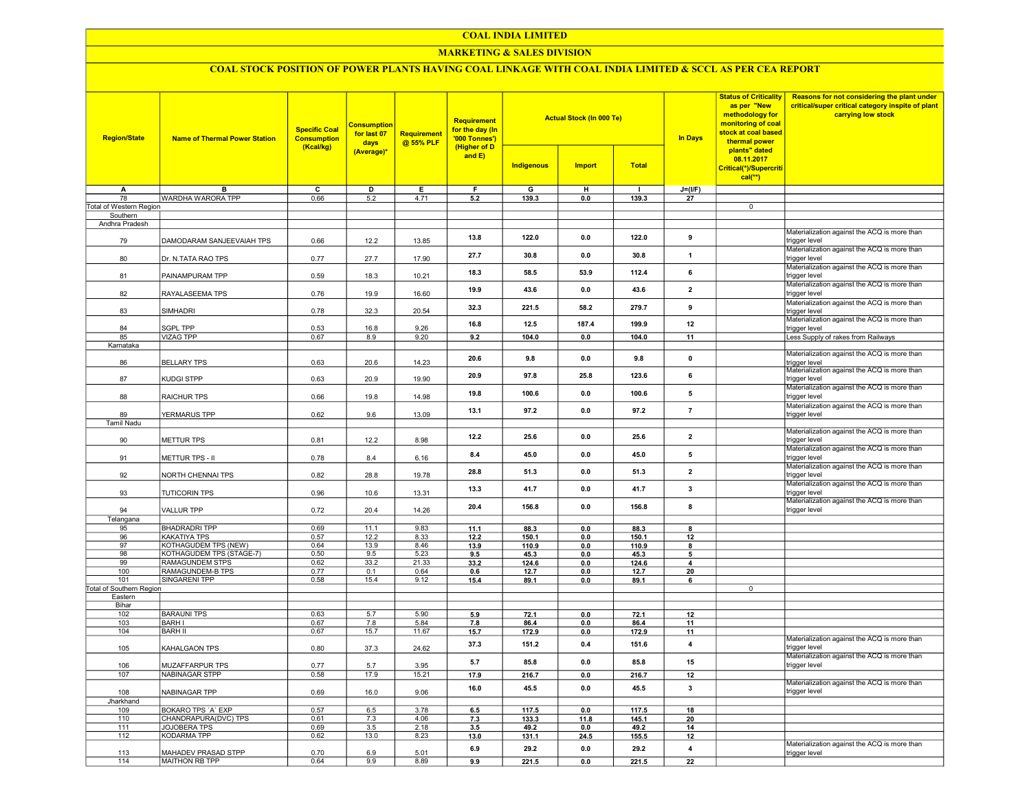# COAL INDIA LIMITED

## MARKETING & SALES DIVISION

### COAL STOCK POSITION OF POWER PLANTS HAVING COAL LINKAGE WITH COAL INDIA LIMITED & SCCL AS PER CEA REPORT

| Region/State | Name of Thermal Power Station | Specific Coal Consumption (Kcal/kg) | Consumption for last 07 days (Average)* | Requirement @ 55% PLF | Requirement for the day (In '000 Tonnes') (Higher of D and E) | Actual Stock (In 000 Te) | | | In Days | Status of Criticality as per "New methodology for monitoring of coal stock at coal based thermal power plants" dated 08.11.2017 Critical(*)/Supercritical(**) | Reasons for not considering the plant under critical/super critical category inspite of plant carrying low stock |
|---|---|---|---|---|---|---|---|---|---|---|---|
| | | | | | | Indigenous | Import | Total | | | |
| A | B | C | D | E | F | G | H | I | J=(I/F) | | |
| 78 | WARDHA WARORA TPP | 0.66 | 5.2 | 4.71 | 5.2 | 139.3 | 0.0 | 139.3 | 27 | | |
| Total of Western Region | | | | | | | | | | 0 | |
| Southern | | | | | | | | | | | |
| Andhra Pradesh | | | | | | | | | | | |
| 79 | DAMODARAM SANJEEVAIAH TPS | 0.66 | 12.2 | 13.85 | 13.8 | 122.0 | 0.0 | 122.0 | 9 | | Materialization against the ACQ is more than trigger level |
| 80 | Dr. N.TATA RAO TPS | 0.77 | 27.7 | 17.90 | 27.7 | 30.8 | 0.0 | 30.8 | 1 | | Materialization against the ACQ is more than trigger level |
| 81 | PAINAMPURAM TPP | 0.59 | 18.3 | 10.21 | 18.3 | 58.5 | 53.9 | 112.4 | 6 | | Materialization against the ACQ is more than trigger level |
| 82 | RAYALASEEMA TPS | 0.76 | 19.9 | 16.60 | 19.9 | 43.6 | 0.0 | 43.6 | 2 | | Materialization against the ACQ is more than trigger level |
| 83 | SIMHADRI | 0.78 | 32.3 | 20.54 | 32.3 | 221.5 | 58.2 | 279.7 | 9 | | Materialization against the ACQ is more than trigger level |
| 84 | SGPL TPP | 0.53 | 16.8 | 9.26 | 16.8 | 12.5 | 187.4 | 199.9 | 12 | | Materialization against the ACQ is more than trigger level |
| 85 | VIZAG TPP | 0.67 | 8.9 | 9.20 | 9.2 | 104.0 | 0.0 | 104.0 | 11 | | Less Supply of rakes from Railways |
| Karnataka | | | | | | | | | | | |
| 86 | BELLARY TPS | 0.63 | 20.6 | 14.23 | 20.6 | 9.8 | 0.0 | 9.8 | 0 | | Materialization against the ACQ is more than trigger level |
| 87 | KUDGI STPP | 0.63 | 20.9 | 19.90 | 20.9 | 97.8 | 25.8 | 123.6 | 6 | | Materialization against the ACQ is more than trigger level |
| 88 | RAICHUR TPS | 0.66 | 19.8 | 14.98 | 19.8 | 100.6 | 0.0 | 100.6 | 5 | | Materialization against the ACQ is more than trigger level |
| 89 | YERMARUS TPP | 0.62 | 9.6 | 13.09 | 13.1 | 97.2 | 0.0 | 97.2 | 7 | | Materialization against the ACQ is more than trigger level |
| Tamil Nadu | | | | | | | | | | | |
| 90 | METTUR TPS | 0.81 | 12.2 | 8.98 | 12.2 | 25.6 | 0.0 | 25.6 | 2 | | Materialization against the ACQ is more than trigger level |
| 91 | METTUR TPS - II | 0.78 | 8.4 | 6.16 | 8.4 | 45.0 | 0.0 | 45.0 | 5 | | Materialization against the ACQ is more than trigger level |
| 92 | NORTH CHENNAI TPS | 0.82 | 28.8 | 19.78 | 28.8 | 51.3 | 0.0 | 51.3 | 2 | | Materialization against the ACQ is more than trigger level |
| 93 | TUTICORIN TPS | 0.96 | 10.6 | 13.31 | 13.3 | 41.7 | 0.0 | 41.7 | 3 | | Materialization against the ACQ is more than trigger level |
| 94 | VALLUR TPP | 0.72 | 20.4 | 14.26 | 20.4 | 156.8 | 0.0 | 156.8 | 8 | | Materialization against the ACQ is more than trigger level |
| Telangana | | | | | | | | | | | |
| 95 | BHADRADRI TPP | 0.69 | 11.1 | 9.83 | 11.1 | 88.3 | 0.0 | 88.3 | 8 | | |
| 96 | KAKATIYA TPS | 0.57 | 12.2 | 8.33 | 12.2 | 150.1 | 0.0 | 150.1 | 12 | | |
| 97 | KOTHAGUDEM TPS (NEW) | 0.64 | 13.9 | 8.46 | 13.9 | 110.9 | 0.0 | 110.9 | 8 | | |
| 98 | KOTHAGUDEM TPS (STAGE-7) | 0.50 | 9.5 | 5.23 | 9.5 | 45.3 | 0.0 | 45.3 | 5 | | |
| 99 | RAMAGUNDEM STPS | 0.62 | 33.2 | 21.33 | 33.2 | 124.6 | 0.0 | 124.6 | 4 | | |
| 100 | RAMAGUNDEM-B TPS | 0.77 | 0.1 | 0.64 | 0.6 | 12.7 | 0.0 | 12.7 | 20 | | |
| 101 | SINGARENI TPP | 0.58 | 15.4 | 9.12 | 15.4 | 89.1 | 0.0 | 89.1 | 6 | | |
| Total of Southern Region | | | | | | | | | | 0 | |
| Eastern | | | | | | | | | | | |
| Bihar | | | | | | | | | | | |
| 102 | BARAUNI TPS | 0.63 | 5.7 | 5.90 | 5.9 | 72.1 | 0.0 | 72.1 | 12 | | |
| 103 | BARH I | 0.67 | 7.8 | 5.84 | 7.8 | 86.4 | 0.0 | 86.4 | 11 | | |
| 104 | BARH II | 0.67 | 15.7 | 11.67 | 15.7 | 172.9 | 0.0 | 172.9 | 11 | | |
| 105 | KAHALGAON TPS | 0.80 | 37.3 | 24.62 | 37.3 | 151.2 | 0.4 | 151.6 | 4 | | Materialization against the ACQ is more than trigger level |
| 106 | MUZAFFARPUR TPS | 0.77 | 5.7 | 3.95 | 5.7 | 85.8 | 0.0 | 85.8 | 15 | | Materialization against the ACQ is more than trigger level |
| 107 | NABINAGAR STPP | 0.58 | 17.9 | 15.21 | 17.9 | 216.7 | 0.0 | 216.7 | 12 | | |
| 108 | NABINAGAR TPP | 0.69 | 16.0 | 9.06 | 16.0 | 45.5 | 0.0 | 45.5 | 3 | | Materialization against the ACQ is more than trigger level |
| Jharkhand | | | | | | | | | | | |
| 109 | BOKARO TPS `A` EXP | 0.57 | 6.5 | 3.78 | 6.5 | 117.5 | 0.0 | 117.5 | 18 | | |
| 110 | CHANDRAPURA(DVC) TPS | 0.61 | 7.3 | 4.06 | 7.3 | 133.3 | 11.8 | 145.1 | 20 | | |
| 111 | JOJOBERA TPS | 0.69 | 3.5 | 2.18 | 3.5 | 49.2 | 0.0 | 49.2 | 14 | | |
| 112 | KODARMA TPP | 0.62 | 13.0 | 8.23 | 13.0 | 131.1 | 24.5 | 155.5 | 12 | | |
| 113 | MAHADEV PRASAD STPP | 0.70 | 6.9 | 5.01 | 6.9 | 29.2 | 0.0 | 29.2 | 4 | | Materialization against the ACQ is more than trigger level |
| 114 | MAITHON RB TPP | 0.64 | 9.9 | 8.89 | 9.9 | 221.5 | 0.0 | 221.5 | 22 | | |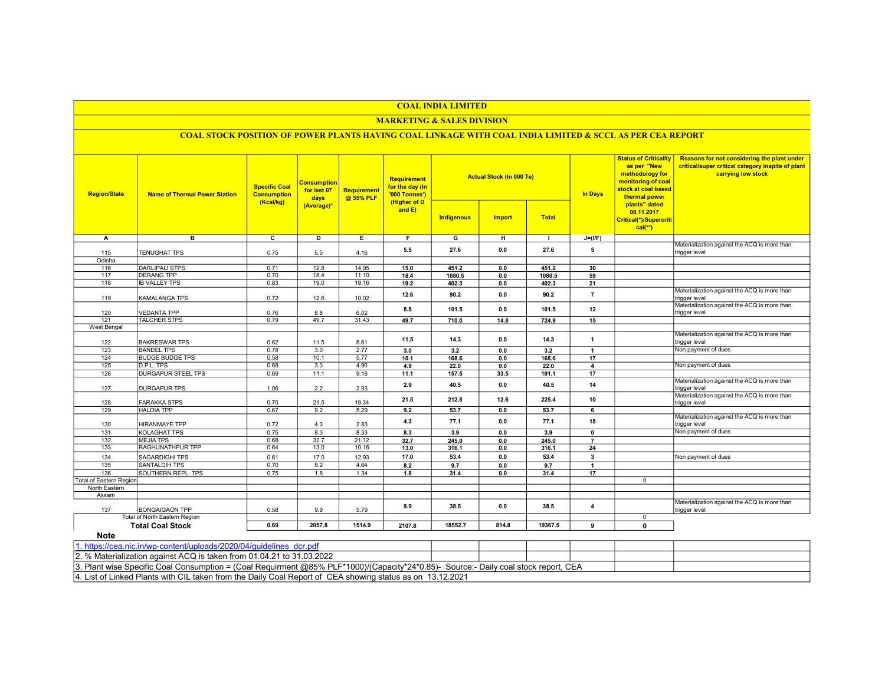# COAL INDIA LIMITED

## MARKETING & SALES DIVISION

### COAL STOCK POSITION OF POWER PLANTS HAVING COAL LINKAGE WITH COAL INDIA LIMITED & SCCL AS PER CEA REPORT

| Region/State | Name of Thermal Power Station | Specific Coal Consumption (Kcal/kg) | Consumption for last 07 days (Average)* | Requirement @ 55% PLF | Requirement for the day (In '000 Tonnes') (Higher of D and E) | Actual Stock (In 000 Te) | | | In Days | Status of Criticality as per "New methodology for monitoring of coal stock at coal based thermal power plants" dated 08.11.2017 Critical(*)/Supercritical(**) | Reasons for not considering the plant under critical/super critical category inspite of plant carrying low stock |
|---|---|---|---|---|---|---|---|---|---|---|---|
| | | | | | | Indigenous | Import | Total | | | |
| A | B | C | D | E | F | G | H | I | J=(I/F) | | |
| 115 | TENUGHAT TPS | 0.75 | 5.5 | 4.16 | 5.5 | 27.6 | 0.0 | 27.6 | 5 | | Materialization against the ACQ is more than trigger level |
| Odisha | | | | | | | | | | | |
| 116 | DARLIPALI STPS | 0.71 | 12.8 | 14.95 | 15.0 | 451.2 | 0.0 | 451.2 | 30 | | |
| 117 | DERANG TPP | 0.70 | 18.4 | 11.10 | 18.4 | 1080.5 | 0.0 | 1080.5 | 59 | | |
| 118 | IB VALLEY TPS | 0.83 | 19.0 | 19.16 | 19.2 | 402.3 | 0.0 | 402.3 | 21 | | |
| 119 | KAMALANGA TPS | 0.72 | 12.6 | 10.02 | 12.6 | 90.2 | 0.0 | 90.2 | 7 | | Materialization against the ACQ is more than trigger level |
| 120 | VEDANTA TPP | 0.76 | 8.8 | 6.02 | 8.8 | 101.5 | 0.0 | 101.5 | 12 | | Materialization against the ACQ is more than trigger level |
| 121 | TALCHER STPS | 0.79 | 49.7 | 31.43 | 49.7 | 710.0 | 14.8 | 724.9 | 15 | | |
| West Bengal | | | | | | | | | | | |
| 122 | BAKRESWAR TPS | 0.62 | 11.5 | 8.61 | 11.5 | 14.3 | 0.0 | 14.3 | 1 | | Materialization against the ACQ is more than trigger level |
| 123 | BANDEL TPS | 0.78 | 3.0 | 2.77 | 3.0 | 3.2 | 0.0 | 3.2 | 1 | | Non payment of dues |
| 124 | BUDGE BUDGE TPS | 0.58 | 10.1 | 5.77 | 10.1 | 168.6 | 0.0 | 168.6 | 17 | | |
| 125 | D.P.L. TPS | 0.68 | 3.3 | 4.90 | 4.9 | 22.0 | 0.0 | 22.0 | 4 | | Non payment of dues |
| 126 | DURGAPUR STEEL TPS | 0.69 | 11.1 | 9.16 | 11.1 | 157.5 | 33.5 | 191.1 | 17 | | |
| 127 | DURGAPUR TPS | 1.06 | 2.2 | 2.93 | 2.9 | 40.5 | 0.0 | 40.5 | 14 | | Materialization against the ACQ is more than trigger level |
| 128 | FARAKKA STPS | 0.70 | 21.5 | 19.34 | 21.5 | 212.8 | 12.6 | 225.4 | 10 | | Materialization against the ACQ is more than trigger level |
| 129 | HALDIA TPP | 0.67 | 9.2 | 5.29 | 9.2 | 53.7 | 0.0 | 53.7 | 6 | | |
| 130 | HIRANMAYE TPP | 0.72 | 4.3 | 2.83 | 4.3 | 77.1 | 0.0 | 77.1 | 18 | | Materialization against the ACQ is more than trigger level |
| 131 | KOLAGHAT TPS | 0.75 | 8.3 | 8.33 | 8.3 | 3.9 | 0.0 | 3.9 | 0 | | Non payment of dues |
| 132 | MEJIA TPS | 0.68 | 32.7 | 21.12 | 32.7 | 245.0 | 0.0 | 245.0 | 7 | | |
| 133 | RAGHUNATHPUR TPP | 0.64 | 13.0 | 10.16 | 13.0 | 316.1 | 0.0 | 316.1 | 24 | | |
| 134 | SAGARDIGHI TPS | 0.61 | 17.0 | 12.93 | 17.0 | 53.4 | 0.0 | 53.4 | 3 | | Non payment of dues |
| 135 | SANTALDIH TPS | 0.70 | 8.2 | 4.64 | 8.2 | 9.7 | 0.0 | 9.7 | 1 | | |
| 136 | SOUTHERN REPL. TPS | 0.75 | 1.8 | 1.34 | 1.8 | 31.4 | 0.0 | 31.4 | 17 | | |
| Total of Eastern Region | | | | | | | | | | 0 | |
| North Eastern | | | | | | | | | | | |
| Assam | | | | | | | | | | | |
| 137 | BONGAIGAON TPP | 0.58 | 9.9 | 5.79 | 9.9 | 38.5 | 0.0 | 38.5 | 4 | | Materialization against the ACQ is more than trigger level |
| Total of North Eastern Region | | | | | | | | | | 0 | |
| **Total Coal Stock** | | 0.69 | 2057.8 | 1514.9 | 2107.8 | 18552.7 | 814.8 | 19367.5 | 9 | 0 | |

**Note**

1. https://cea.nic.in/wp-content/uploads/2020/04/guidelines_dcr.pdf
2. % Materialization against ACQ is taken from 01.04.21 to 31.03.2022
3. Plant wise Specific Coal Consumption = (Coal Requirment @85% PLF*1000)/(Capacity*24*0.85)- Source:- Daily coal stock report, CEA
4. List of Linked Plants with CIL taken from the Daily Coal Report of CEA showing status as on 13.12.2021